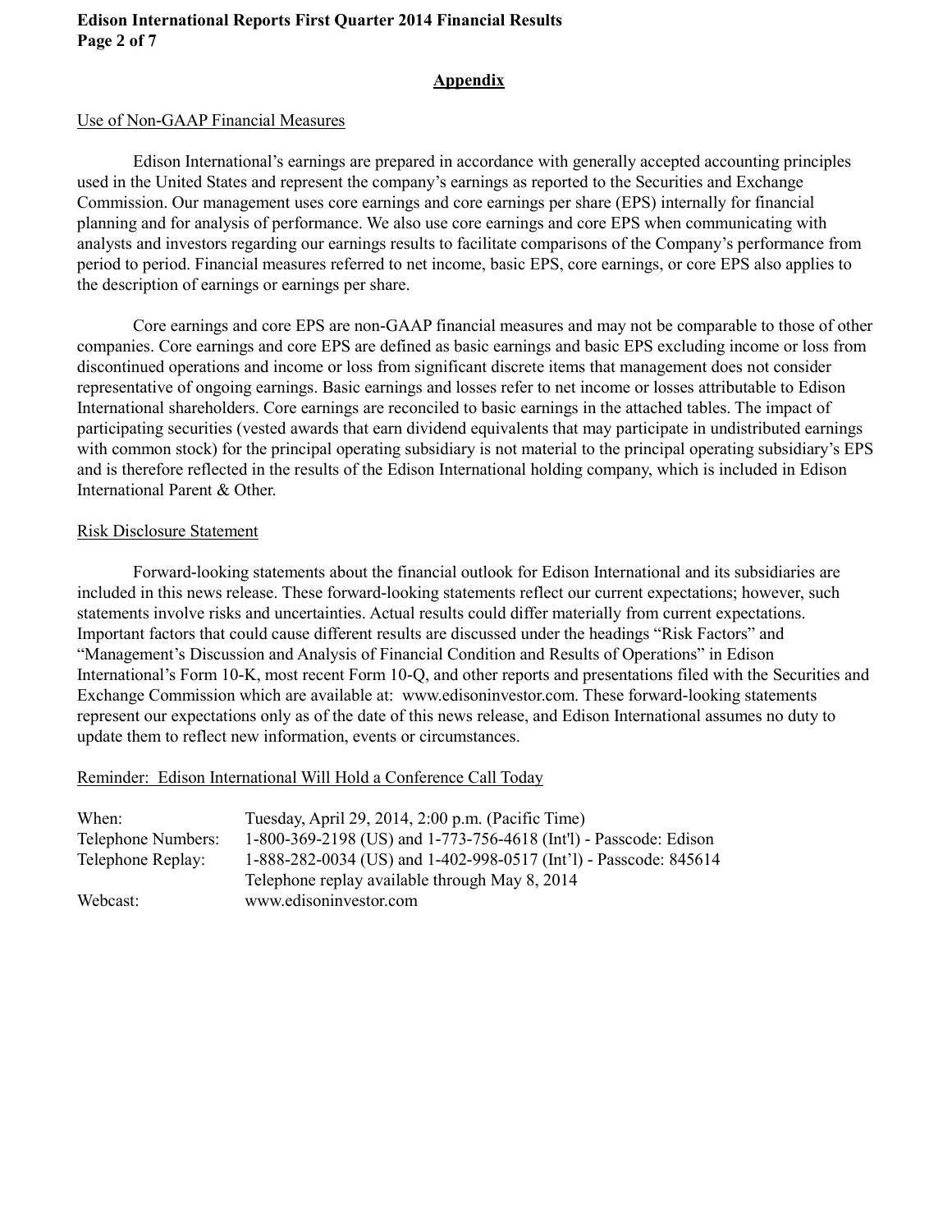## Appendix

### Use of Non-GAAP Financial Measures

Edison International's earnings are prepared in accordance with generally accepted accounting principles used in the United States and represent the company's earnings as reported to the Securities and Exchange Commission. Our management uses core earnings and core earnings per share (EPS) internally for financial planning and for analysis of performance. We also use core earnings and core EPS when communicating with analysts and investors regarding our earnings results to facilitate comparisons of the Company's performance from period to period. Financial measures referred to net income, basic EPS, core earnings, or core EPS also applies to the description of earnings or earnings per share.

Core earnings and core EPS are non-GAAP financial measures and may not be comparable to those of other companies. Core earnings and core EPS are defined as basic earnings and basic EPS excluding income or loss from discontinued operations and income or loss from significant discrete items that management does not consider representative of ongoing earnings. Basic earnings and losses refer to net income or losses attributable to Edison International shareholders. Core earnings are reconciled to basic earnings in the attached tables. The impact of participating securities (vested awards that earn dividend equivalents that may participate in undistributed earnings with common stock) for the principal operating subsidiary is not material to the principal operating subsidiary's EPS and is therefore reflected in the results of the Edison International holding company, which is included in Edison International Parent & Other.

### Risk Disclosure Statement

Forward-looking statements about the financial outlook for Edison International and its subsidiaries are included in this news release. These forward-looking statements reflect our current expectations; however, such statements involve risks and uncertainties. Actual results could differ materially from current expectations. Important factors that could cause different results are discussed under the headings "Risk Factors" and "Management's Discussion and Analysis of Financial Condition and Results of Operations" in Edison International's Form 10-K, most recent Form 10-Q, and other reports and presentations filed with the Securities and Exchange Commission which are available at: www.edisoninvestor.com. These forward-looking statements represent our expectations only as of the date of this news release, and Edison International assumes no duty to update them to reflect new information, events or circumstances.

### Reminder: Edison International Will Hold a Conference Call Today

| | |
|---|---|
| When: | Tuesday, April 29, 2014, 2:00 p.m. (Pacific Time) |
| Telephone Numbers: | 1-800-369-2198 (US) and 1-773-756-4618 (Int'l) - Passcode: Edison |
| Telephone Replay: | 1-888-282-0034 (US) and 1-402-998-0517 (Int'l) - Passcode: 845614<br>Telephone replay available through May 8, 2014 |
| Webcast: | www.edisoninvestor.com |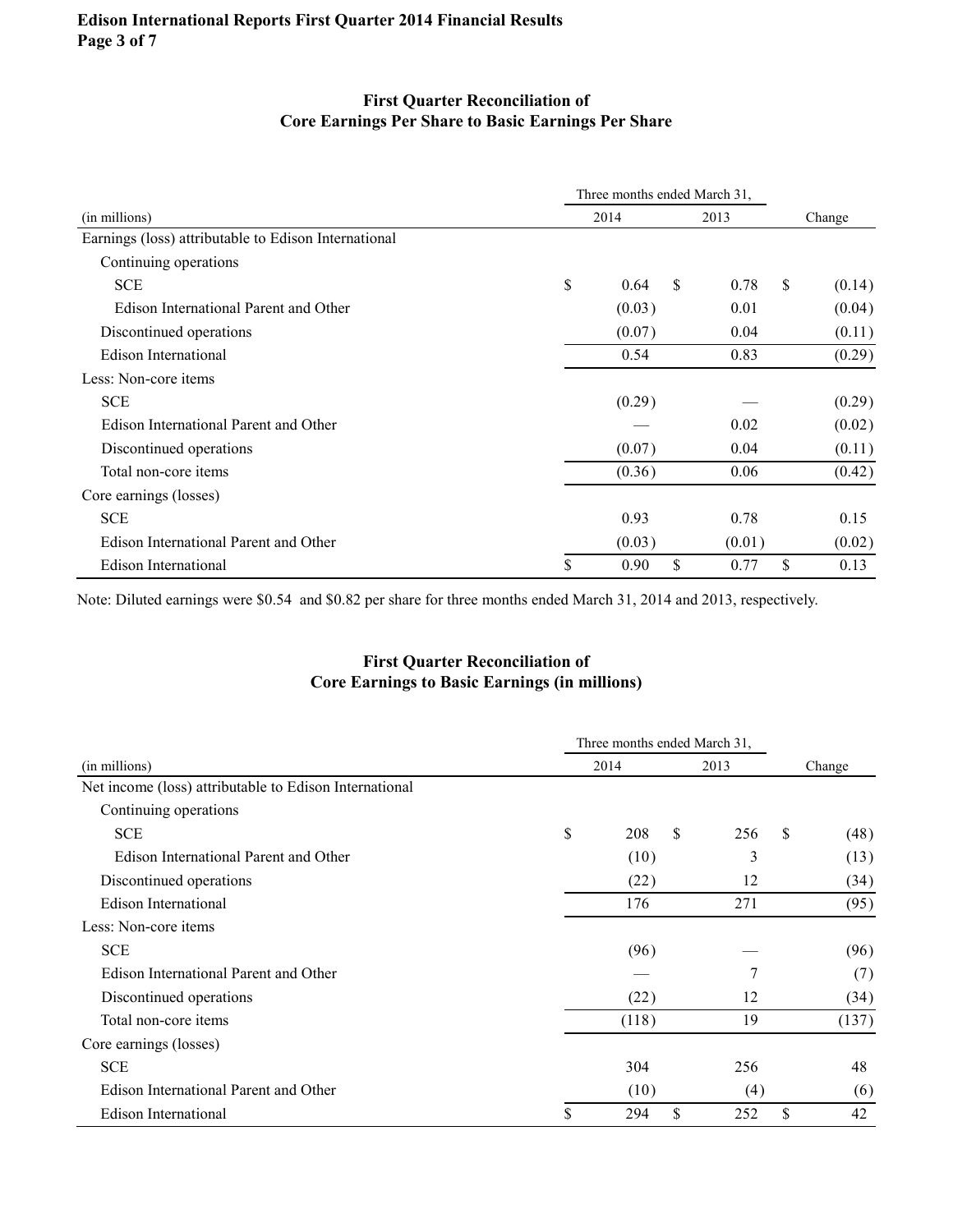## First Quarter Reconciliation of Core Earnings Per Share to Basic Earnings Per Share

| | Three months ended March 31, | | |
|---|---|---|---|
| (in millions) | 2014 | 2013 | Change |
| Earnings (loss) attributable to Edison International | | | |
| Continuing operations | | | |
| SCE | $ 0.64 | $ 0.78 | $ (0.14) |
| Edison International Parent and Other | (0.03) | 0.01 | (0.04) |
| Discontinued operations | (0.07) | 0.04 | (0.11) |
| Edison International | 0.54 | 0.83 | (0.29) |
| Less: Non-core items | | | |
| SCE | (0.29) | — | (0.29) |
| Edison International Parent and Other | — | 0.02 | (0.02) |
| Discontinued operations | (0.07) | 0.04 | (0.11) |
| Total non-core items | (0.36) | 0.06 | (0.42) |
| Core earnings (losses) | | | |
| SCE | 0.93 | 0.78 | 0.15 |
| Edison International Parent and Other | (0.03) | (0.01) | (0.02) |
| Edison International | $ 0.90 | $ 0.77 | $ 0.13 |

Note: Diluted earnings were $0.54 and $0.82 per share for three months ended March 31, 2014 and 2013, respectively.

## First Quarter Reconciliation of Core Earnings to Basic Earnings (in millions)

| | Three months ended March 31, | | |
|---|---|---|---|
| (in millions) | 2014 | 2013 | Change |
| Net income (loss) attributable to Edison International | | | |
| Continuing operations | | | |
| SCE | $ 208 | $ 256 | $ (48) |
| Edison International Parent and Other | (10) | 3 | (13) |
| Discontinued operations | (22) | 12 | (34) |
| Edison International | 176 | 271 | (95) |
| Less: Non-core items | | | |
| SCE | (96) | — | (96) |
| Edison International Parent and Other | — | 7 | (7) |
| Discontinued operations | (22) | 12 | (34) |
| Total non-core items | (118) | 19 | (137) |
| Core earnings (losses) | | | |
| SCE | 304 | 256 | 48 |
| Edison International Parent and Other | (10) | (4) | (6) |
| Edison International | $ 294 | $ 252 | $ 42 |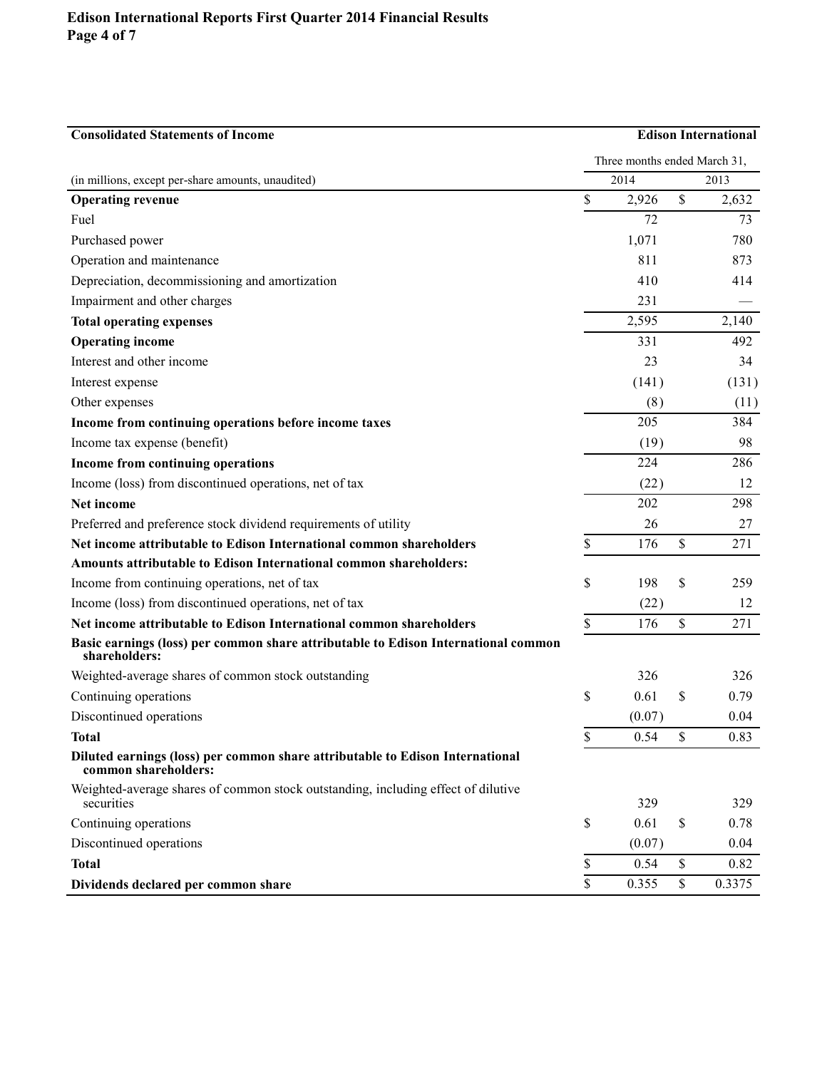| Consolidated Statements of Income | Edison International | |
|---|---|---|
| | Three months ended March 31, | |
| (in millions, except per-share amounts, unaudited) | 2014 | 2013 |
| **Operating revenue** | $ 2,926 | $ 2,632 |
| Fuel | 72 | 73 |
| Purchased power | 1,071 | 780 |
| Operation and maintenance | 811 | 873 |
| Depreciation, decommissioning and amortization | 410 | 414 |
| Impairment and other charges | 231 | — |
| **Total operating expenses** | 2,595 | 2,140 |
| **Operating income** | 331 | 492 |
| Interest and other income | 23 | 34 |
| Interest expense | (141) | (131) |
| Other expenses | (8) | (11) |
| **Income from continuing operations before income taxes** | 205 | 384 |
| Income tax expense (benefit) | (19) | 98 |
| **Income from continuing operations** | 224 | 286 |
| Income (loss) from discontinued operations, net of tax | (22) | 12 |
| **Net income** | 202 | 298 |
| Preferred and preference stock dividend requirements of utility | 26 | 27 |
| **Net income attributable to Edison International common shareholders** | $ 176 | $ 271 |
| **Amounts attributable to Edison International common shareholders:** | | |
| Income from continuing operations, net of tax | $ 198 | $ 259 |
| Income (loss) from discontinued operations, net of tax | (22) | 12 |
| **Net income attributable to Edison International common shareholders** | $ 176 | $ 271 |
| **Basic earnings (loss) per common share attributable to Edison International common shareholders:** | | |
| Weighted-average shares of common stock outstanding | 326 | 326 |
| Continuing operations | $ 0.61 | $ 0.79 |
| Discontinued operations | (0.07) | 0.04 |
| **Total** | $ 0.54 | $ 0.83 |
| **Diluted earnings (loss) per common share attributable to Edison International common shareholders:** | | |
| Weighted-average shares of common stock outstanding, including effect of dilutive securities | 329 | 329 |
| Continuing operations | $ 0.61 | $ 0.78 |
| Discontinued operations | (0.07) | 0.04 |
| **Total** | $ 0.54 | $ 0.82 |
| **Dividends declared per common share** | $ 0.355 | $ 0.3375 |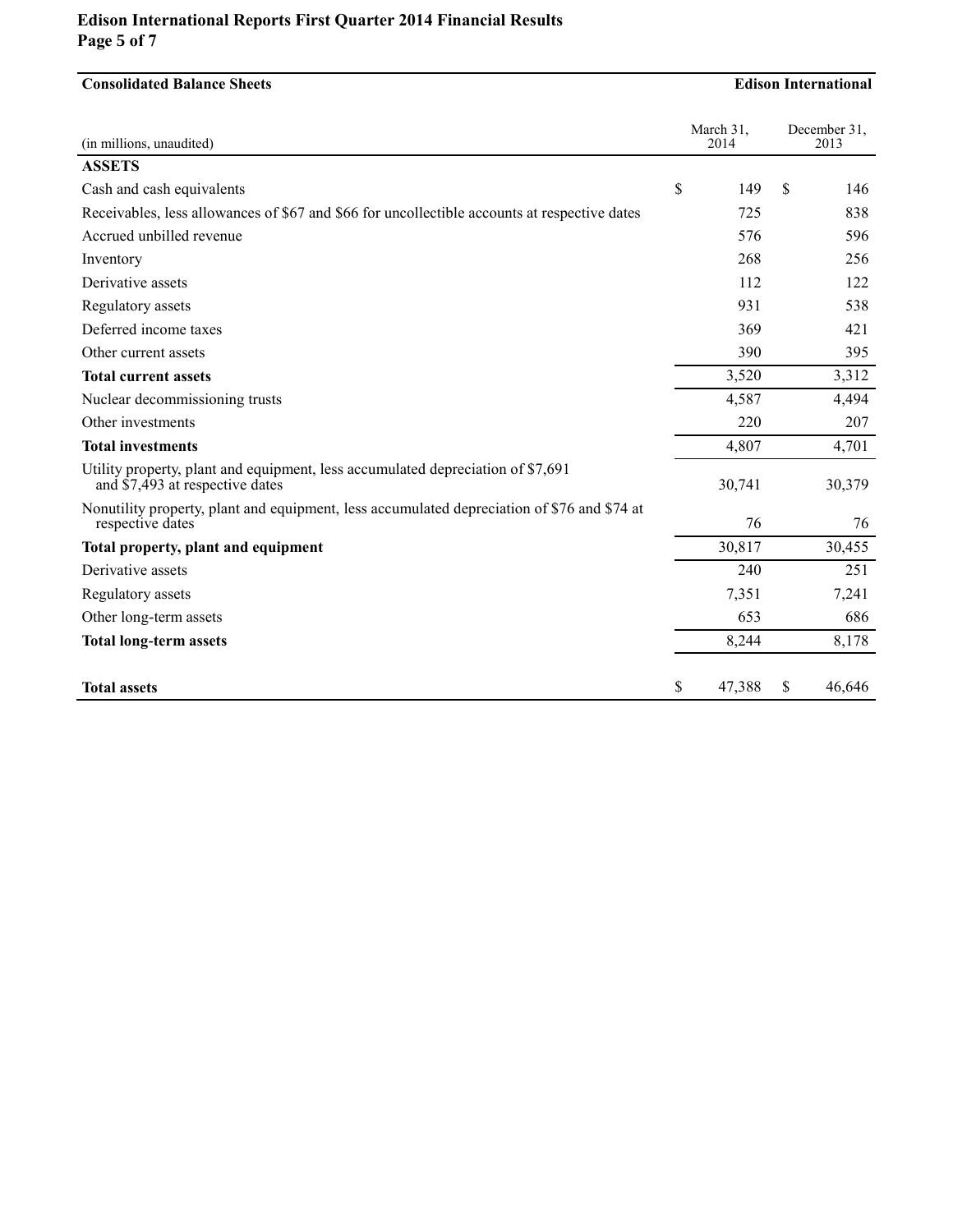## Consolidated Balance Sheets

**Edison International**

| (in millions, unaudited) | March 31, 2014 | December 31, 2013 |
|---|---|---|
| **ASSETS** | | |
| Cash and cash equivalents | $ 149 | $ 146 |
| Receivables, less allowances of $67 and $66 for uncollectible accounts at respective dates | 725 | 838 |
| Accrued unbilled revenue | 576 | 596 |
| Inventory | 268 | 256 |
| Derivative assets | 112 | 122 |
| Regulatory assets | 931 | 538 |
| Deferred income taxes | 369 | 421 |
| Other current assets | 390 | 395 |
| **Total current assets** | 3,520 | 3,312 |
| Nuclear decommissioning trusts | 4,587 | 4,494 |
| Other investments | 220 | 207 |
| **Total investments** | 4,807 | 4,701 |
| Utility property, plant and equipment, less accumulated depreciation of $7,691 and $7,493 at respective dates | 30,741 | 30,379 |
| Nonutility property, plant and equipment, less accumulated depreciation of $76 and $74 at respective dates | 76 | 76 |
| **Total property, plant and equipment** | 30,817 | 30,455 |
| Derivative assets | 240 | 251 |
| Regulatory assets | 7,351 | 7,241 |
| Other long-term assets | 653 | 686 |
| **Total long-term assets** | 8,244 | 8,178 |
| **Total assets** | $ 47,388 | $ 46,646 |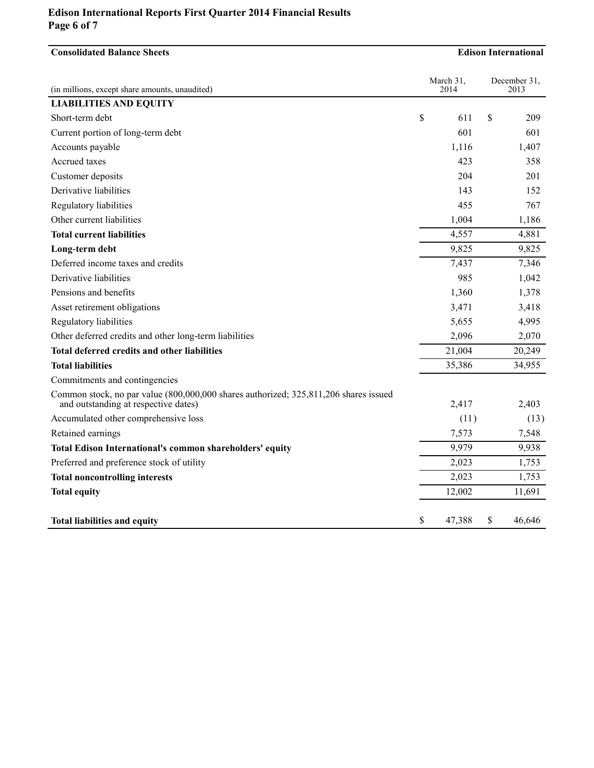## Consolidated Balance Sheets

**Edison International**

| (in millions, except share amounts, unaudited) | March 31, 2014 | December 31, 2013 |
|---|---|---|
| **LIABILITIES AND EQUITY** | | |
| Short-term debt | $ 611 | $ 209 |
| Current portion of long-term debt | 601 | 601 |
| Accounts payable | 1,116 | 1,407 |
| Accrued taxes | 423 | 358 |
| Customer deposits | 204 | 201 |
| Derivative liabilities | 143 | 152 |
| Regulatory liabilities | 455 | 767 |
| Other current liabilities | 1,004 | 1,186 |
| **Total current liabilities** | 4,557 | 4,881 |
| **Long-term debt** | 9,825 | 9,825 |
| Deferred income taxes and credits | 7,437 | 7,346 |
| Derivative liabilities | 985 | 1,042 |
| Pensions and benefits | 1,360 | 1,378 |
| Asset retirement obligations | 3,471 | 3,418 |
| Regulatory liabilities | 5,655 | 4,995 |
| Other deferred credits and other long-term liabilities | 2,096 | 2,070 |
| **Total deferred credits and other liabilities** | 21,004 | 20,249 |
| **Total liabilities** | 35,386 | 34,955 |
| Commitments and contingencies | | |
| Common stock, no par value (800,000,000 shares authorized; 325,811,206 shares issued and outstanding at respective dates) | 2,417 | 2,403 |
| Accumulated other comprehensive loss | (11) | (13) |
| Retained earnings | 7,573 | 7,548 |
| **Total Edison International's common shareholders' equity** | 9,979 | 9,938 |
| Preferred and preference stock of utility | 2,023 | 1,753 |
| **Total noncontrolling interests** | 2,023 | 1,753 |
| **Total equity** | 12,002 | 11,691 |
| **Total liabilities and equity** | $ 47,388 | $ 46,646 |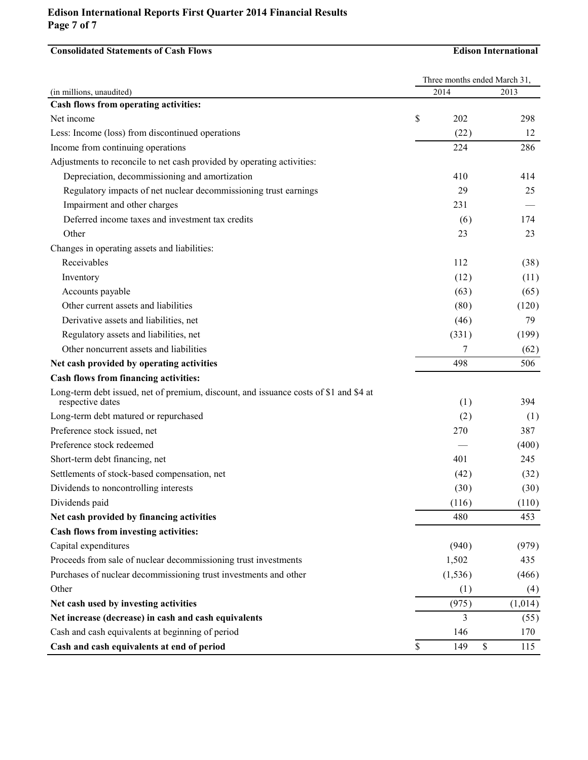## Consolidated Statements of Cash Flows

**Edison International**

| (in millions, unaudited) | Three months ended March 31, 2014 | 2013 |
|---|---|---|
| **Cash flows from operating activities:** | | |
| Net income | $ 202 | 298 |
| Less: Income (loss) from discontinued operations | (22) | 12 |
| Income from continuing operations | 224 | 286 |
| Adjustments to reconcile to net cash provided by operating activities: | | |
| Depreciation, decommissioning and amortization | 410 | 414 |
| Regulatory impacts of net nuclear decommissioning trust earnings | 29 | 25 |
| Impairment and other charges | 231 | — |
| Deferred income taxes and investment tax credits | (6) | 174 |
| Other | 23 | 23 |
| Changes in operating assets and liabilities: | | |
| Receivables | 112 | (38) |
| Inventory | (12) | (11) |
| Accounts payable | (63) | (65) |
| Other current assets and liabilities | (80) | (120) |
| Derivative assets and liabilities, net | (46) | 79 |
| Regulatory assets and liabilities, net | (331) | (199) |
| Other noncurrent assets and liabilities | 7 | (62) |
| **Net cash provided by operating activities** | 498 | 506 |
| **Cash flows from financing activities:** | | |
| Long-term debt issued, net of premium, discount, and issuance costs of $1 and $4 at respective dates | (1) | 394 |
| Long-term debt matured or repurchased | (2) | (1) |
| Preference stock issued, net | 270 | 387 |
| Preference stock redeemed | — | (400) |
| Short-term debt financing, net | 401 | 245 |
| Settlements of stock-based compensation, net | (42) | (32) |
| Dividends to noncontrolling interests | (30) | (30) |
| Dividends paid | (116) | (110) |
| **Net cash provided by financing activities** | 480 | 453 |
| **Cash flows from investing activities:** | | |
| Capital expenditures | (940) | (979) |
| Proceeds from sale of nuclear decommissioning trust investments | 1,502 | 435 |
| Purchases of nuclear decommissioning trust investments and other | (1,536) | (466) |
| Other | (1) | (4) |
| **Net cash used by investing activities** | (975) | (1,014) |
| **Net increase (decrease) in cash and cash equivalents** | 3 | (55) |
| Cash and cash equivalents at beginning of period | 146 | 170 |
| **Cash and cash equivalents at end of period** | $ 149 | $ 115 |